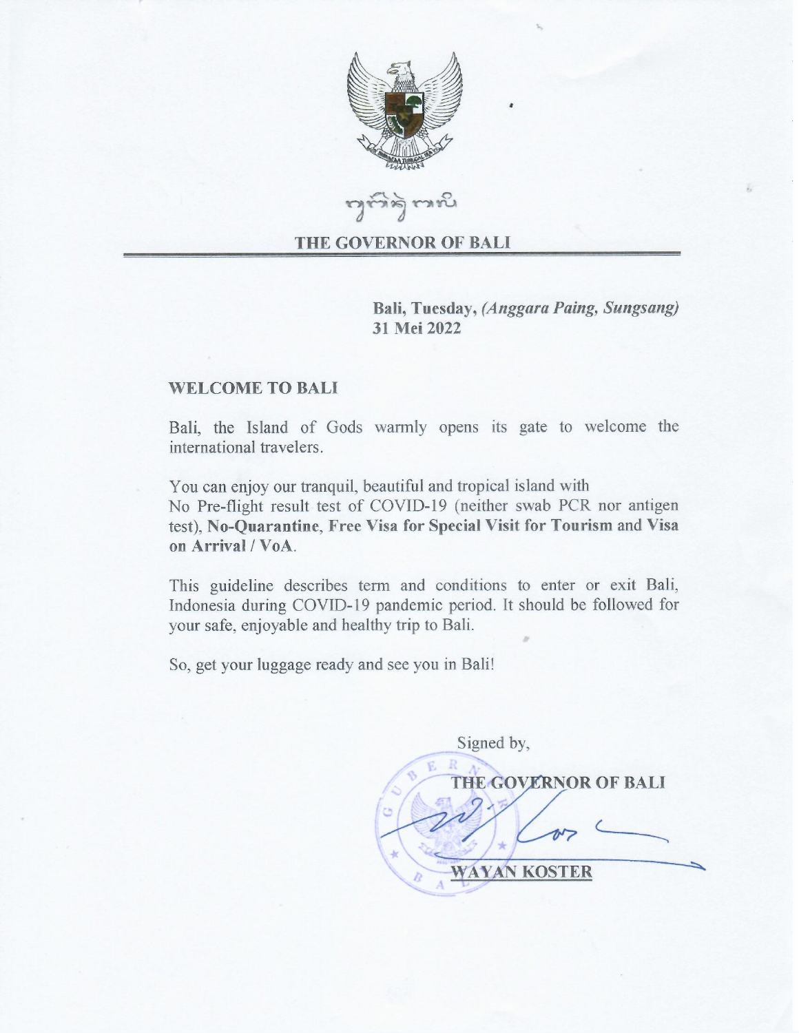THE GOVERNOR OF BALI

Bali, Tuesday, *(Anggara Paing, Sungsang)*
**31 Mei 2022**

**WELCOME TO BALI**

Bali, the Island of Gods warmly opens its gate to welcome the international travelers.

You can enjoy our tranquil, beautiful and tropical island with No Pre-flight result test of COVID-19 (neither swab PCR nor antigen test), **No-Quarantine**, **Free Visa for Special Visit for Tourism** and **Visa on Arrival / VoA**.

This guideline describes term and conditions to enter or exit Bali, Indonesia during COVID-19 pandemic period. It should be followed for your safe, enjoyable and healthy trip to Bali.

So, get your luggage ready and see you in Bali!

Signed by,

THE GOVERNOR OF BALI

WAYAN KOSTER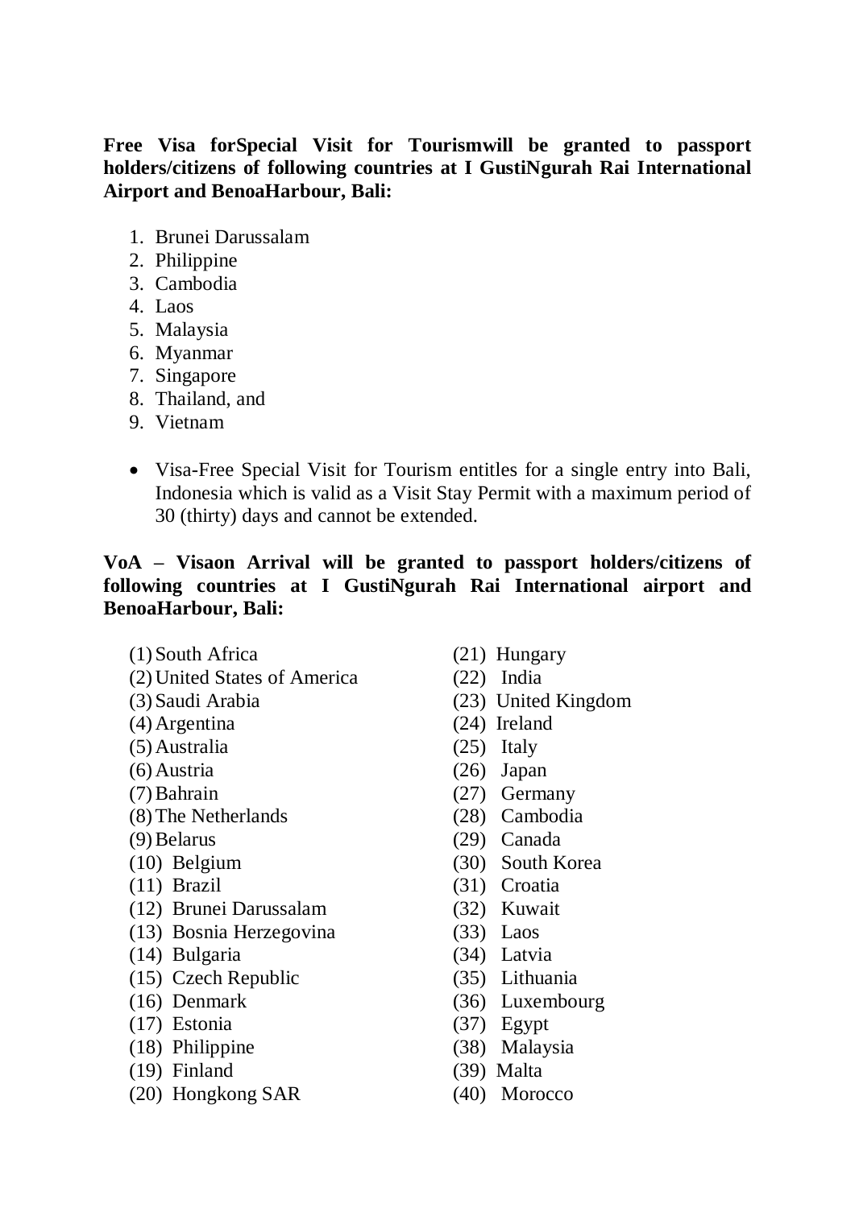**Free Visa forSpecial Visit for Tourismwill be granted to passport holders/citizens of following countries at I GustiNgurah Rai International Airport and BenoaHarbour, Bali:**

1. Brunei Darussalam
2. Philippine
3. Cambodia
4. Laos
5. Malaysia
6. Myanmar
7. Singapore
8. Thailand, and
9. Vietnam

- Visa-Free Special Visit for Tourism entitles for a single entry into Bali, Indonesia which is valid as a Visit Stay Permit with a maximum period of 30 (thirty) days and cannot be extended.

**VoA – Visaon Arrival will be granted to passport holders/citizens of following countries at I GustiNgurah Rai International airport and BenoaHarbour, Bali:**

(1) South Africa
(2) United States of America
(3) Saudi Arabia
(4) Argentina
(5) Australia
(6) Austria
(7) Bahrain
(8) The Netherlands
(9) Belarus
(10) Belgium
(11) Brazil
(12) Brunei Darussalam
(13) Bosnia Herzegovina
(14) Bulgaria
(15) Czech Republic
(16) Denmark
(17) Estonia
(18) Philippine
(19) Finland
(20) Hongkong SAR
(21) Hungary
(22) India
(23) United Kingdom
(24) Ireland
(25) Italy
(26) Japan
(27) Germany
(28) Cambodia
(29) Canada
(30) South Korea
(31) Croatia
(32) Kuwait
(33) Laos
(34) Latvia
(35) Lithuania
(36) Luxembourg
(37) Egypt
(38) Malaysia
(39) Malta
(40) Morocco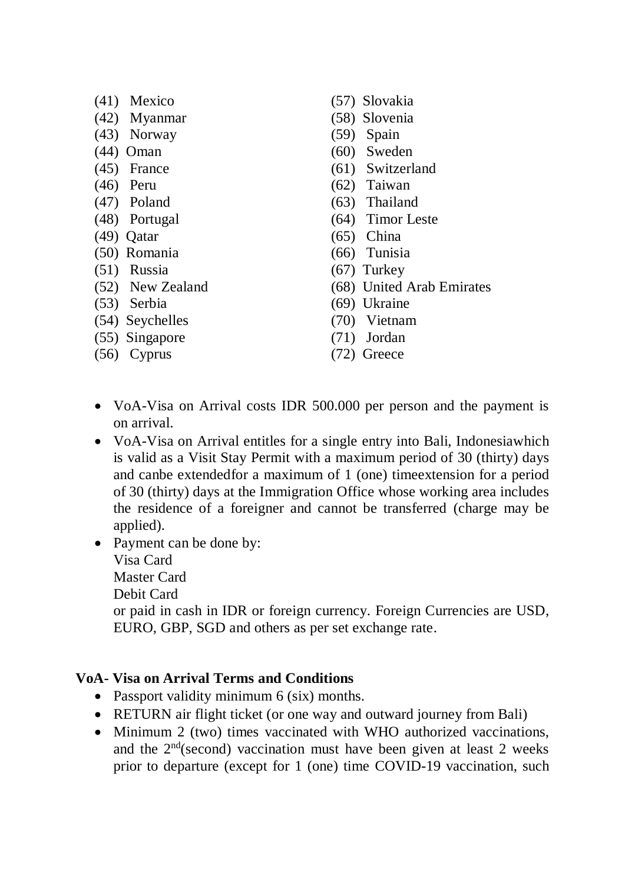(41) Mexico
(42) Myanmar
(43) Norway
(44) Oman
(45) France
(46) Peru
(47) Poland
(48) Portugal
(49) Qatar
(50) Romania
(51) Russia
(52) New Zealand
(53) Serbia
(54) Seychelles
(55) Singapore
(56) Cyprus
(57) Slovakia
(58) Slovenia
(59) Spain
(60) Sweden
(61) Switzerland
(62) Taiwan
(63) Thailand
(64) Timor Leste
(65) China
(66) Tunisia
(67) Turkey
(68) United Arab Emirates
(69) Ukraine
(70) Vietnam
(71) Jordan
(72) Greece

- VoA-Visa on Arrival costs IDR 500.000 per person and the payment is on arrival.
- VoA-Visa on Arrival entitles for a single entry into Bali, Indonesiawhich is valid as a Visit Stay Permit with a maximum period of 30 (thirty) days and canbe extendedfor a maximum of 1 (one) timeextension for a period of 30 (thirty) days at the Immigration Office whose working area includes the residence of a foreigner and cannot be transferred (charge may be applied).
- Payment can be done by:
  Visa Card
  Master Card
  Debit Card
  or paid in cash in IDR or foreign currency. Foreign Currencies are USD, EURO, GBP, SGD and others as per set exchange rate.

**VoA- Visa on Arrival Terms and Conditions**

- Passport validity minimum 6 (six) months.
- RETURN air flight ticket (or one way and outward journey from Bali)
- Minimum 2 (two) times vaccinated with WHO authorized vaccinations, and the 2nd(second) vaccination must have been given at least 2 weeks prior to departure (except for 1 (one) time COVID-19 vaccination, such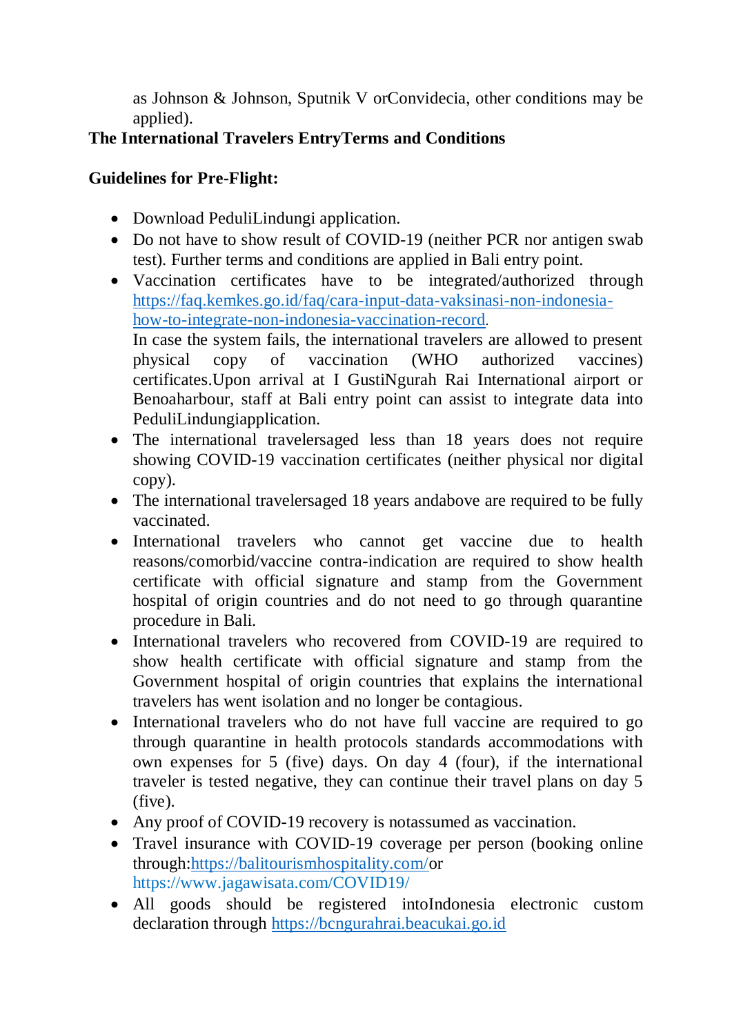as Johnson & Johnson, Sputnik V orConvidecia, other conditions may be applied).

**The International Travelers EntryTerms and Conditions**

**Guidelines for Pre-Flight:**

- Download PeduliLindungi application.
- Do not have to show result of COVID-19 (neither PCR nor antigen swab test). Further terms and conditions are applied in Bali entry point.
- Vaccination certificates have to be integrated/authorized through [https://faq.kemkes.go.id/faq/cara-input-data-vaksinasi-non-indonesia-how-to-integrate-non-indonesia-vaccination-record](https://faq.kemkes.go.id/faq/cara-input-data-vaksinasi-non-indonesia-how-to-integrate-non-indonesia-vaccination-record).
  In case the system fails, the international travelers are allowed to present physical copy of vaccination (WHO authorized vaccines) certificates.Upon arrival at I GustiNgurah Rai International airport or Benoaharbour, staff at Bali entry point can assist to integrate data into PeduliLindungiapplication.
- The international travelersaged less than 18 years does not require showing COVID-19 vaccination certificates (neither physical nor digital copy).
- The international travelersaged 18 years andabove are required to be fully vaccinated.
- International travelers who cannot get vaccine due to health reasons/comorbid/vaccine contra-indication are required to show health certificate with official signature and stamp from the Government hospital of origin countries and do not need to go through quarantine procedure in Bali.
- International travelers who recovered from COVID-19 are required to show health certificate with official signature and stamp from the Government hospital of origin countries that explains the international travelers has went isolation and no longer be contagious.
- International travelers who do not have full vaccine are required to go through quarantine in health protocols standards accommodations with own expenses for 5 (five) days. On day 4 (four), if the international traveler is tested negative, they can continue their travel plans on day 5 (five).
- Any proof of COVID-19 recovery is notassumed as vaccination.
- Travel insurance with COVID-19 coverage per person (booking online through:[https://balitourismhospitality.com/](https://balitourismhospitality.com/)or https://www.jagawisata.com/COVID19/
- All goods should be registered intoIndonesia electronic custom declaration through [https://bcngurahrai.beacukai.go.id](https://bcngurahrai.beacukai.go.id)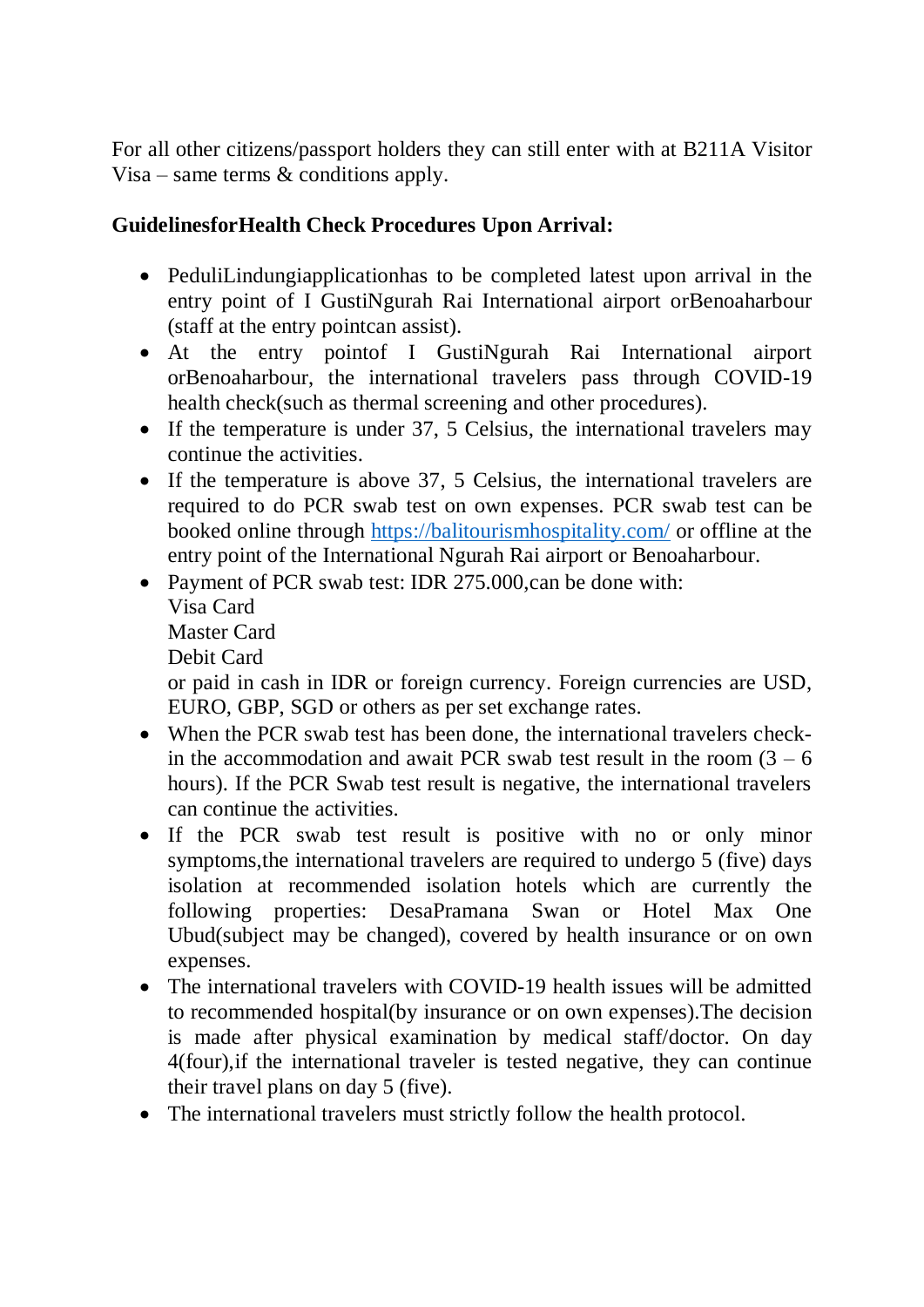For all other citizens/passport holders they can still enter with at B211A Visitor Visa – same terms & conditions apply.

**GuidelinesforHealth Check Procedures Upon Arrival:**

- PeduliLindungiapplicationhas to be completed latest upon arrival in the entry point of I GustiNgurah Rai International airport orBenoaharbour (staff at the entry pointcan assist).
- At the entry pointof I GustiNgurah Rai International airport orBenoaharbour, the international travelers pass through COVID-19 health check(such as thermal screening and other procedures).
- If the temperature is under 37, 5 Celsius, the international travelers may continue the activities.
- If the temperature is above 37, 5 Celsius, the international travelers are required to do PCR swab test on own expenses. PCR swab test can be booked online through [https://balitourismhospitality.com/](https://balitourismhospitality.com/) or offline at the entry point of the International Ngurah Rai airport or Benoaharbour.
- Payment of PCR swab test: IDR 275.000,can be done with:
  Visa Card
  Master Card
  Debit Card
  or paid in cash in IDR or foreign currency. Foreign currencies are USD, EURO, GBP, SGD or others as per set exchange rates.
- When the PCR swab test has been done, the international travelers check-in the accommodation and await PCR swab test result in the room (3 – 6 hours). If the PCR Swab test result is negative, the international travelers can continue the activities.
- If the PCR swab test result is positive with no or only minor symptoms,the international travelers are required to undergo 5 (five) days isolation at recommended isolation hotels which are currently the following properties: DesaPramana Swan or Hotel Max One Ubud(subject may be changed), covered by health insurance or on own expenses.
- The international travelers with COVID-19 health issues will be admitted to recommended hospital(by insurance or on own expenses).The decision is made after physical examination by medical staff/doctor. On day 4(four),if the international traveler is tested negative, they can continue their travel plans on day 5 (five).
- The international travelers must strictly follow the health protocol.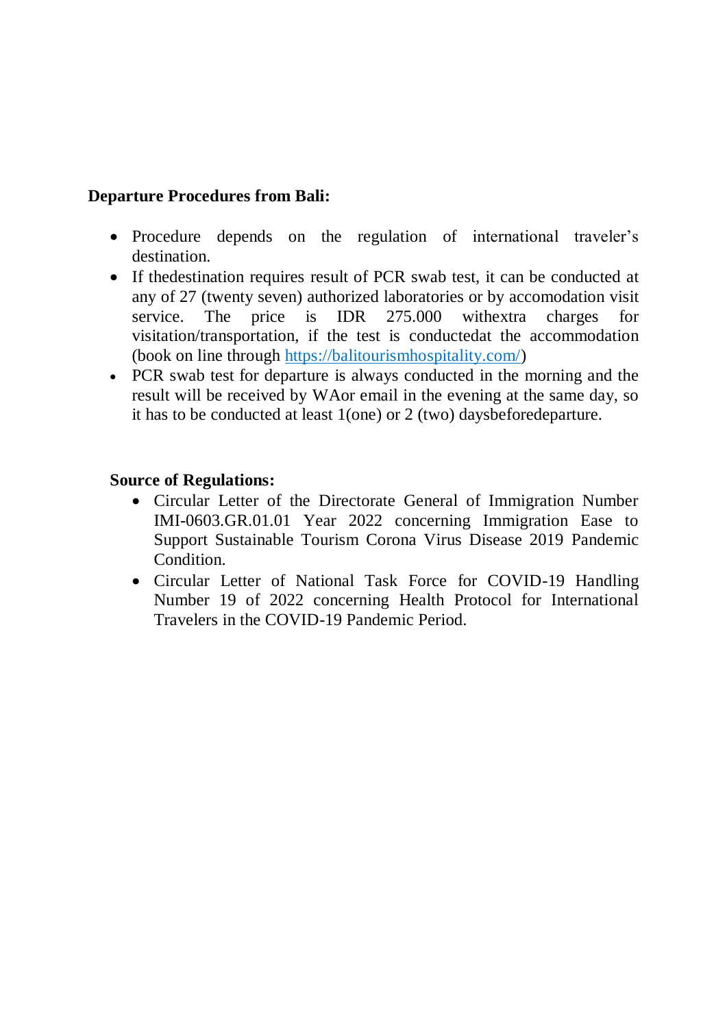**Departure Procedures from Bali:**

- Procedure depends on the regulation of international traveler's destination.
- If thedestination requires result of PCR swab test, it can be conducted at any of 27 (twenty seven) authorized laboratories or by accomodation visit service. The price is IDR 275.000 withextra charges for visitation/transportation, if the test is conductedat the accommodation (book on line through [https://balitourismhospitality.com/](https://balitourismhospitality.com/))
- PCR swab test for departure is always conducted in the morning and the result will be received by WAor email in the evening at the same day, so it has to be conducted at least 1(one) or 2 (two) daysbeforedeparture.

**Source of Regulations:**

- Circular Letter of the Directorate General of Immigration Number IMI-0603.GR.01.01 Year 2022 concerning Immigration Ease to Support Sustainable Tourism Corona Virus Disease 2019 Pandemic Condition.
- Circular Letter of National Task Force for COVID-19 Handling Number 19 of 2022 concerning Health Protocol for International Travelers in the COVID-19 Pandemic Period.